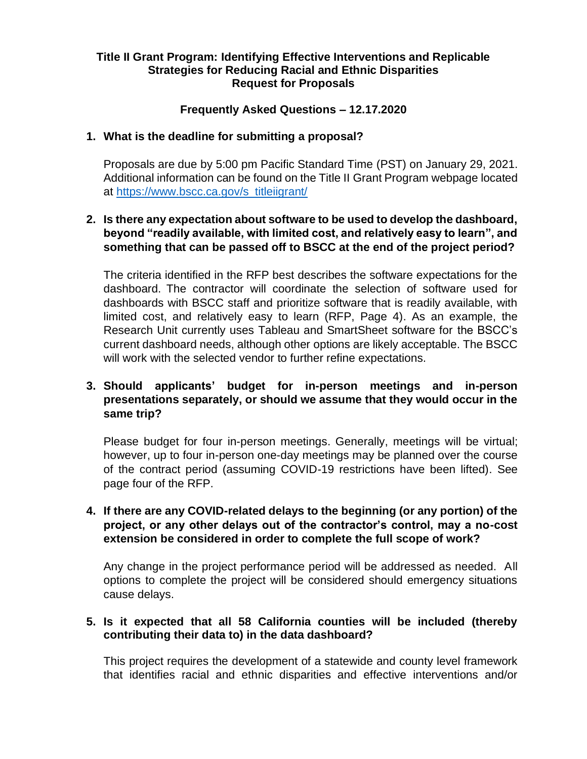# Title II Grant Program: Identifying Effective Interventions and Replicable Strategies for Reducing Racial and Ethnic Disparities Request for Proposals

## Frequently Asked Questions – 12.17.2020

**1. What is the deadline for submitting a proposal?**

Proposals are due by 5:00 pm Pacific Standard Time (PST) on January 29, 2021. Additional information can be found on the Title II Grant Program webpage located at [https://www.bscc.ca.gov/s_titleiigrant/](https://www.bscc.ca.gov/s_titleiigrant/)

**2. Is there any expectation about software to be used to develop the dashboard, beyond "readily available, with limited cost, and relatively easy to learn", and something that can be passed off to BSCC at the end of the project period?**

The criteria identified in the RFP best describes the software expectations for the dashboard. The contractor will coordinate the selection of software used for dashboards with BSCC staff and prioritize software that is readily available, with limited cost, and relatively easy to learn (RFP, Page 4). As an example, the Research Unit currently uses Tableau and SmartSheet software for the BSCC's current dashboard needs, although other options are likely acceptable. The BSCC will work with the selected vendor to further refine expectations.

**3. Should applicants' budget for in-person meetings and in-person presentations separately, or should we assume that they would occur in the same trip?**

Please budget for four in-person meetings. Generally, meetings will be virtual; however, up to four in-person one-day meetings may be planned over the course of the contract period (assuming COVID-19 restrictions have been lifted). See page four of the RFP.

**4. If there are any COVID-related delays to the beginning (or any portion) of the project, or any other delays out of the contractor's control, may a no-cost extension be considered in order to complete the full scope of work?**

Any change in the project performance period will be addressed as needed. All options to complete the project will be considered should emergency situations cause delays.

**5. Is it expected that all 58 California counties will be included (thereby contributing their data to) in the data dashboard?**

This project requires the development of a statewide and county level framework that identifies racial and ethnic disparities and effective interventions and/or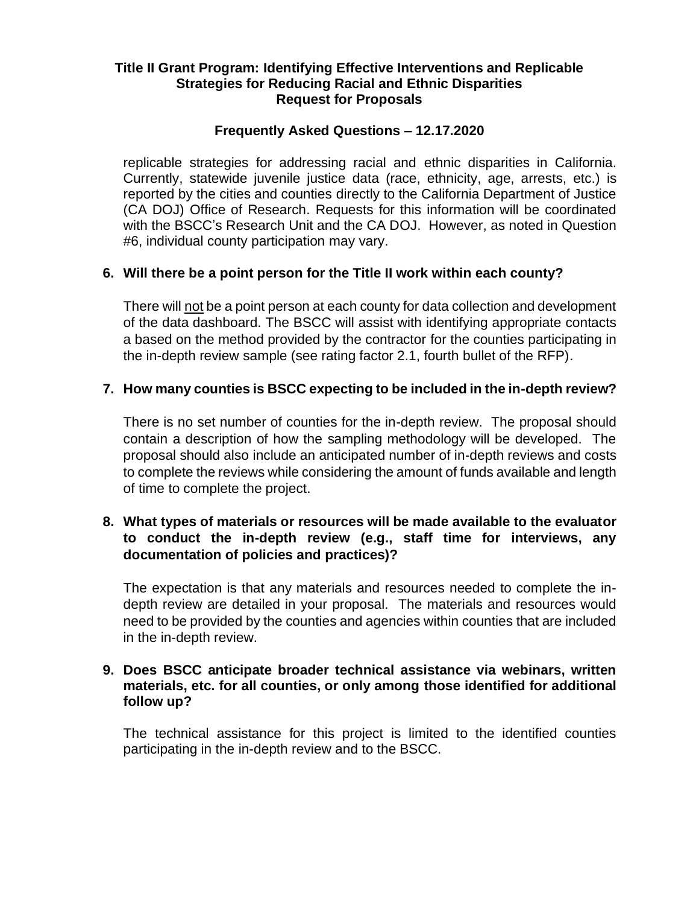replicable strategies for addressing racial and ethnic disparities in California. Currently, statewide juvenile justice data (race, ethnicity, age, arrests, etc.) is reported by the cities and counties directly to the California Department of Justice (CA DOJ) Office of Research. Requests for this information will be coordinated with the BSCC's Research Unit and the CA DOJ. However, as noted in Question #6, individual county participation may vary.

**6. Will there be a point person for the Title II work within each county?**

There will <u>not</u> be a point person at each county for data collection and development of the data dashboard. The BSCC will assist with identifying appropriate contacts a based on the method provided by the contractor for the counties participating in the in-depth review sample (see rating factor 2.1, fourth bullet of the RFP).

**7. How many counties is BSCC expecting to be included in the in-depth review?**

There is no set number of counties for the in-depth review. The proposal should contain a description of how the sampling methodology will be developed. The proposal should also include an anticipated number of in-depth reviews and costs to complete the reviews while considering the amount of funds available and length of time to complete the project.

**8. What types of materials or resources will be made available to the evaluator to conduct the in-depth review (e.g., staff time for interviews, any documentation of policies and practices)?**

The expectation is that any materials and resources needed to complete the in-depth review are detailed in your proposal. The materials and resources would need to be provided by the counties and agencies within counties that are included in the in-depth review.

**9. Does BSCC anticipate broader technical assistance via webinars, written materials, etc. for all counties, or only among those identified for additional follow up?**

The technical assistance for this project is limited to the identified counties participating in the in-depth review and to the BSCC.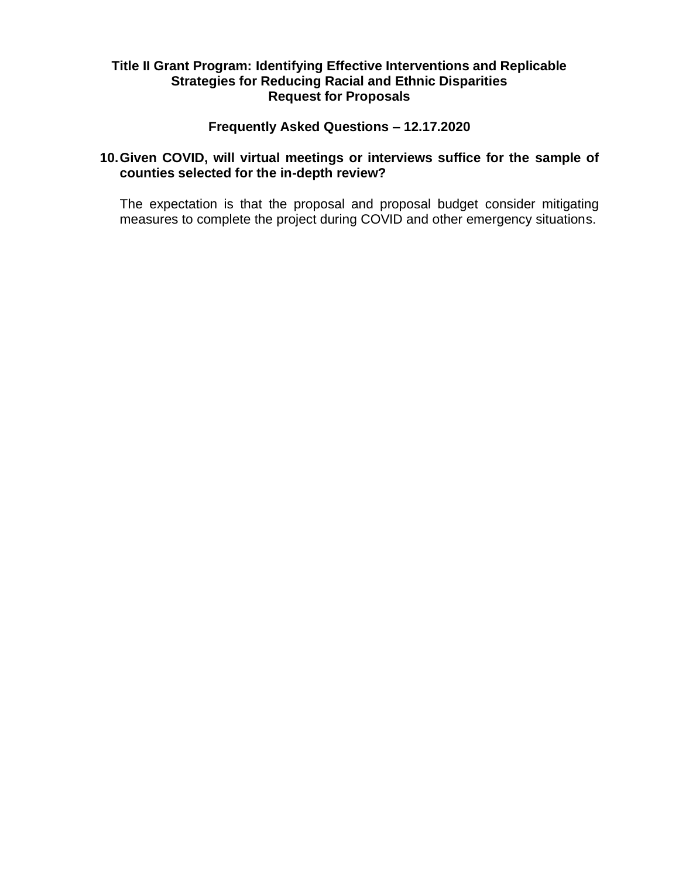**Title II Grant Program: Identifying Effective Interventions and Replicable Strategies for Reducing Racial and Ethnic Disparities**
**Request for Proposals**

**Frequently Asked Questions – 12.17.2020**

10. **Given COVID, will virtual meetings or interviews suffice for the sample of counties selected for the in-depth review?**

    The expectation is that the proposal and proposal budget consider mitigating measures to complete the project during COVID and other emergency situations.